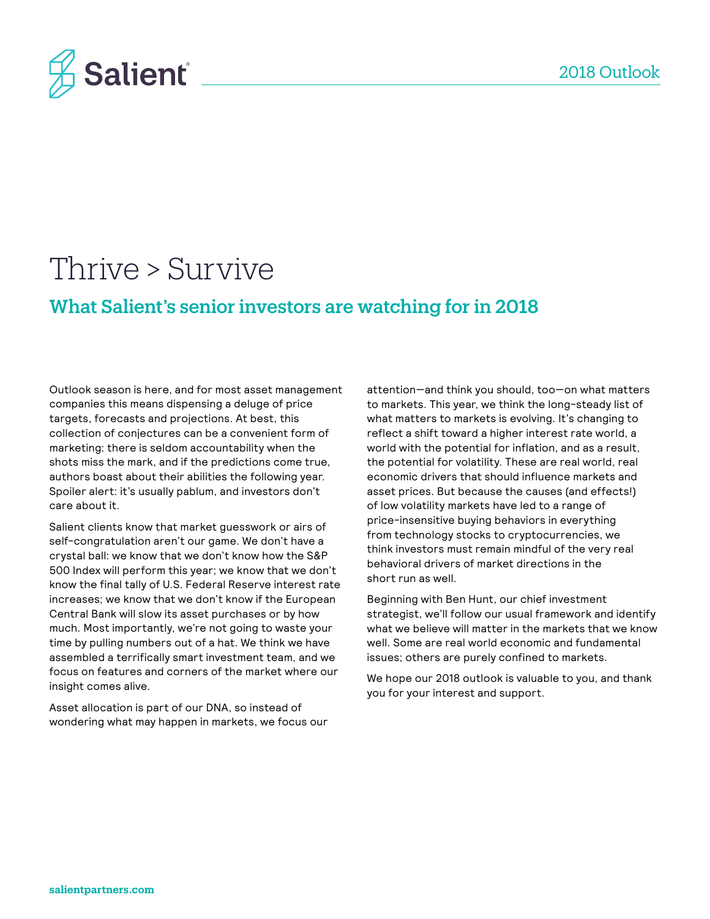# Thrive > Survive

## What Salient's senior investors are watching for in 2018

Outlook season is here, and for most asset management companies this means dispensing a deluge of price targets, forecasts and projections. At best, this collection of conjectures can be a convenient form of marketing: there is seldom accountability when the shots miss the mark, and if the predictions come true, authors boast about their abilities the following year. Spoiler alert: it's usually pablum, and investors don't care about it.

Salient clients know that market guesswork or airs of self-congratulation aren't our game. We don't have a crystal ball: we know that we don't know how the S&P 500 Index will perform this year; we know that we don't know the final tally of U.S. Federal Reserve interest rate increases; we know that we don't know if the European Central Bank will slow its asset purchases or by how much. Most importantly, we're not going to waste your time by pulling numbers out of a hat. We think we have assembled a terrifically smart investment team, and we focus on features and corners of the market where our insight comes alive.

Asset allocation is part of our DNA, so instead of wondering what may happen in markets, we focus our attention—and think you should, too—on what matters to markets. This year, we think the long-steady list of what matters to markets is evolving. It's changing to reflect a shift toward a higher interest rate world, a world with the potential for inflation, and as a result, the potential for volatility. These are real world, real economic drivers that should influence markets and asset prices. But because the causes (and effects!) of low volatility markets have led to a range of price-insensitive buying behaviors in everything from technology stocks to cryptocurrencies, we think investors must remain mindful of the very real behavioral drivers of market directions in the short run as well.

Beginning with Ben Hunt, our chief investment strategist, we'll follow our usual framework and identify what we believe will matter in the markets that we know well. Some are real world economic and fundamental issues; others are purely confined to markets.

We hope our 2018 outlook is valuable to you, and thank you for your interest and support.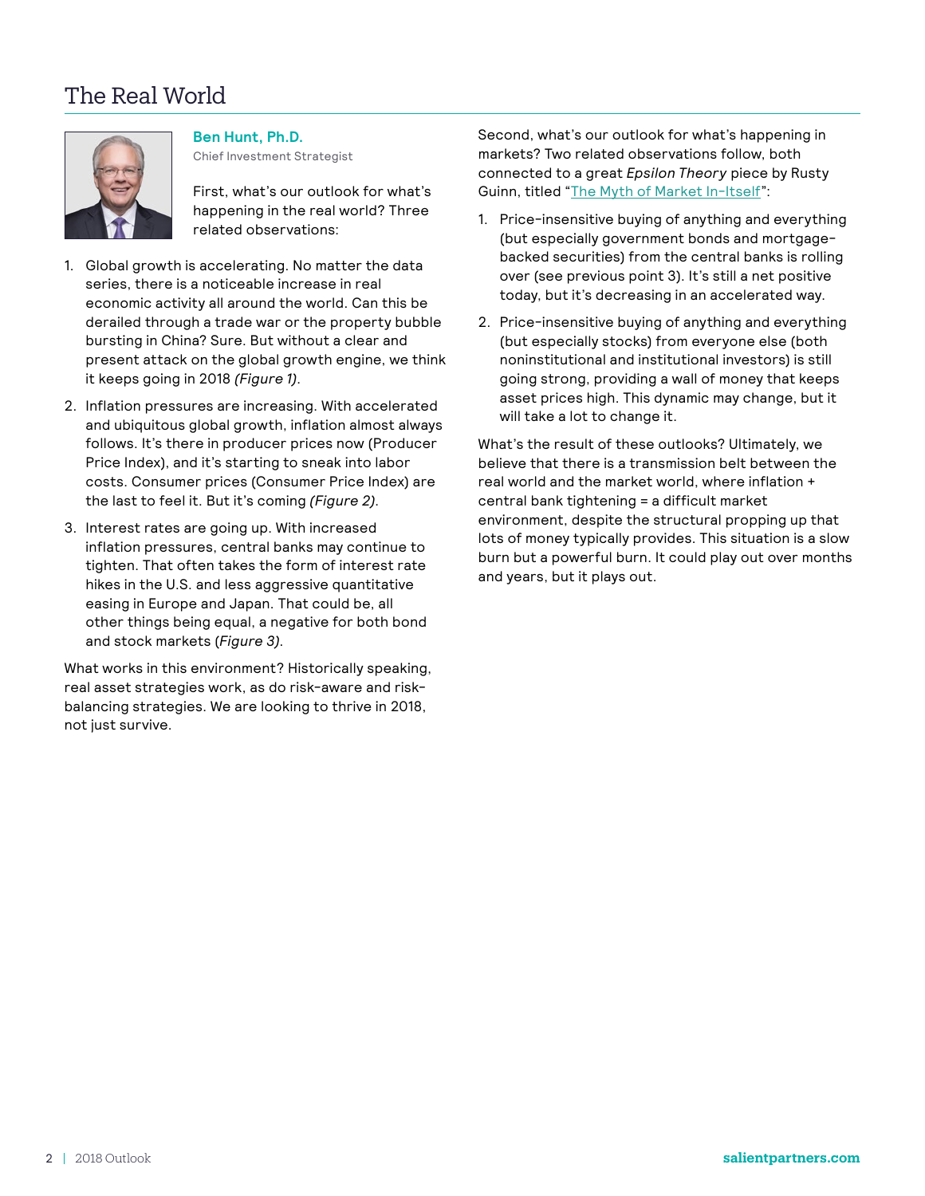# The Real World

**Ben Hunt, Ph.D.**
Chief Investment Strategist

First, what's our outlook for what's happening in the real world? Three related observations:

1. Global growth is accelerating. No matter the data series, there is a noticeable increase in real economic activity all around the world. Can this be derailed through a trade war or the property bubble bursting in China? Sure. But without a clear and present attack on the global growth engine, we think it keeps going in 2018 *(Figure 1)*.
2. Inflation pressures are increasing. With accelerated and ubiquitous global growth, inflation almost always follows. It's there in producer prices now (Producer Price Index), and it's starting to sneak into labor costs. Consumer prices (Consumer Price Index) are the last to feel it. But it's coming *(Figure 2)*.
3. Interest rates are going up. With increased inflation pressures, central banks may continue to tighten. That often takes the form of interest rate hikes in the U.S. and less aggressive quantitative easing in Europe and Japan. That could be, all other things being equal, a negative for both bond and stock markets (*Figure 3)*.

What works in this environment? Historically speaking, real asset strategies work, as do risk-aware and risk-balancing strategies. We are looking to thrive in 2018, not just survive.

Second, what's our outlook for what's happening in markets? Two related observations follow, both connected to a great *Epsilon Theory* piece by Rusty Guinn, titled "The Myth of Market In-Itself":

1. Price-insensitive buying of anything and everything (but especially government bonds and mortgage-backed securities) from the central banks is rolling over (see previous point 3). It's still a net positive today, but it's decreasing in an accelerated way.
2. Price-insensitive buying of anything and everything (but especially stocks) from everyone else (both noninstitutional and institutional investors) is still going strong, providing a wall of money that keeps asset prices high. This dynamic may change, but it will take a lot to change it.

What's the result of these outlooks? Ultimately, we believe that there is a transmission belt between the real world and the market world, where inflation + central bank tightening = a difficult market environment, despite the structural propping up that lots of money typically provides. This situation is a slow burn but a powerful burn. It could play out over months and years, but it plays out.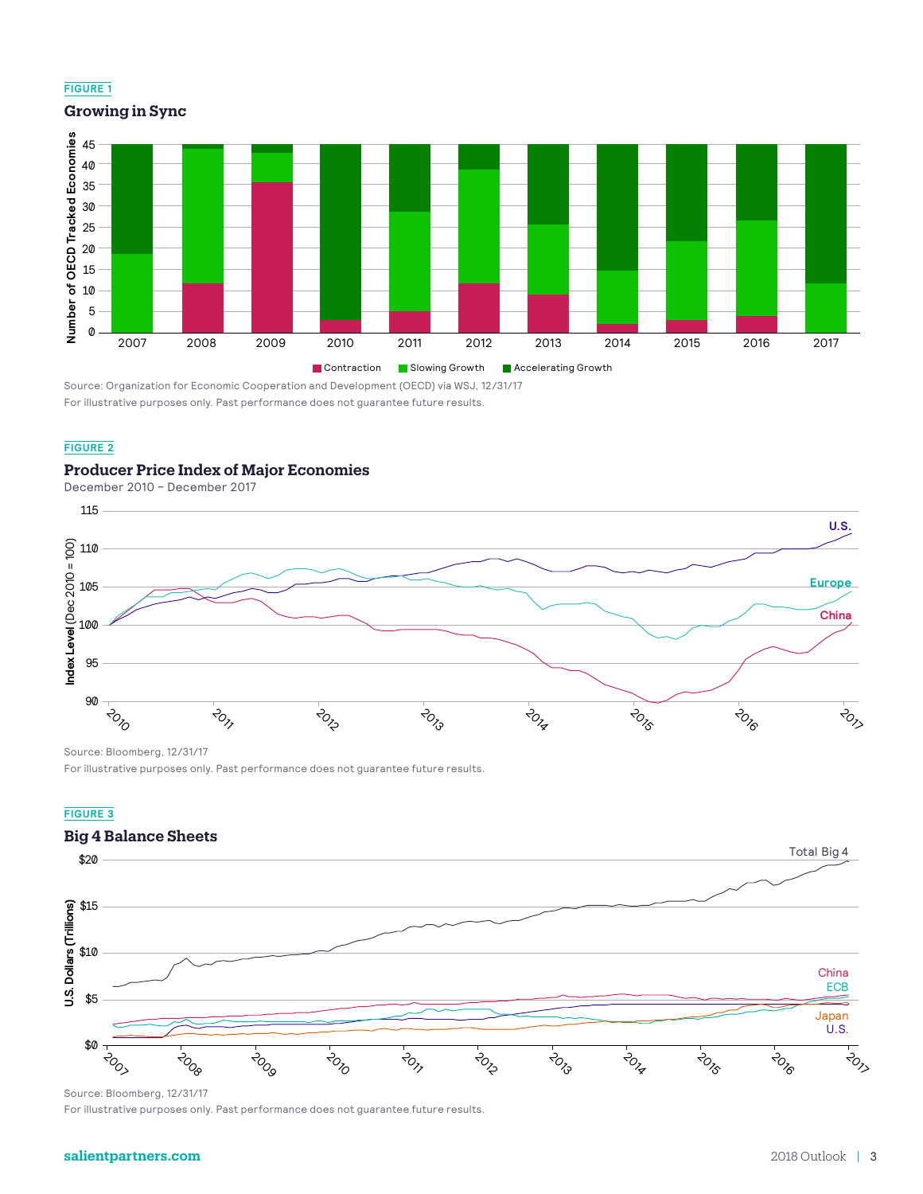FIGURE 1

## Growing in Sync

Contraction | Slowing Growth | Accelerating Growth

Source: Organization for Economic Cooperation and Development (OECD) via WSJ, 12/31/17

For illustrative purposes only. Past performance does not guarantee future results.

FIGURE 2

## Producer Price Index of Major Economies

December 2010 – December 2017

Source: Bloomberg, 12/31/17

For illustrative purposes only. Past performance does not guarantee future results.

FIGURE 3

## Big 4 Balance Sheets

Source: Bloomberg, 12/31/17

For illustrative purposes only. Past performance does not guarantee future results.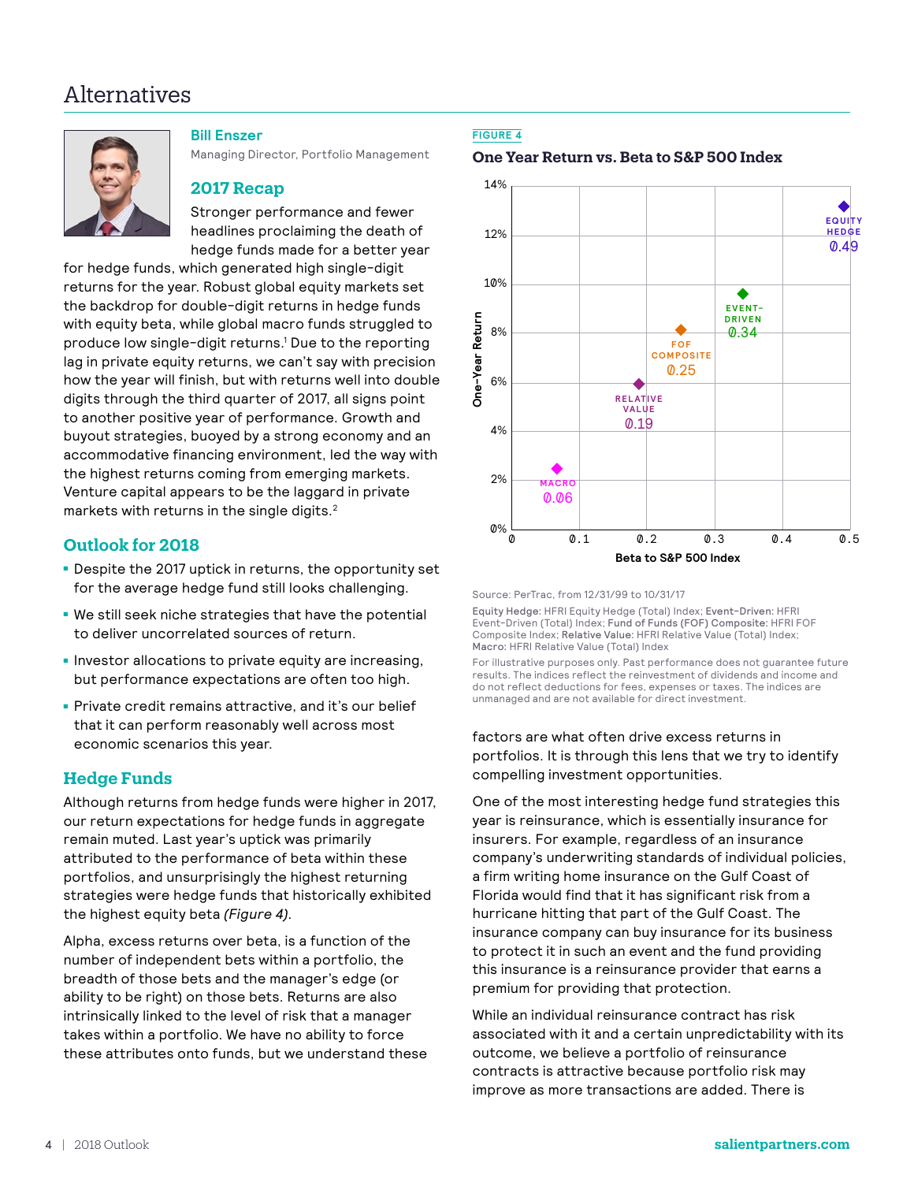# Alternatives

**Bill Enszer**
Managing Director, Portfolio Management

## 2017 Recap

Stronger performance and fewer headlines proclaiming the death of hedge funds made for a better year for hedge funds, which generated high single-digit returns for the year. Robust global equity markets set the backdrop for double-digit returns in hedge funds with equity beta, while global macro funds struggled to produce low single-digit returns.[1] Due to the reporting lag in private equity returns, we can't say with precision how the year will finish, but with returns well into double digits through the third quarter of 2017, all signs point to another positive year of performance. Growth and buyout strategies, buoyed by a strong economy and an accommodative financing environment, led the way with the highest returns coming from emerging markets. Venture capital appears to be the laggard in private markets with returns in the single digits.[2]

## Outlook for 2018

- Despite the 2017 uptick in returns, the opportunity set for the average hedge fund still looks challenging.
- We still seek niche strategies that have the potential to deliver uncorrelated sources of return.
- Investor allocations to private equity are increasing, but performance expectations are often too high.
- Private credit remains attractive, and it's our belief that it can perform reasonably well across most economic scenarios this year.

## Hedge Funds

Although returns from hedge funds were higher in 2017, our return expectations for hedge funds in aggregate remain muted. Last year's uptick was primarily attributed to the performance of beta within these portfolios, and unsurprisingly the highest returning strategies were hedge funds that historically exhibited the highest equity beta *(Figure 4)*.

Alpha, excess returns over beta, is a function of the number of independent bets within a portfolio, the breadth of those bets and the manager's edge (or ability to be right) on those bets. Returns are also intrinsically linked to the level of risk that a manager takes within a portfolio. We have no ability to force these attributes onto funds, but we understand these factors are what often drive excess returns in portfolios. It is through this lens that we try to identify compelling investment opportunities.

FIGURE 4

**One Year Return vs. Beta to S&P 500 Index**

| Strategy | Beta to S&P 500 Index |
|---|---|
| Equity Hedge | 0.49 |
| Event-Driven | 0.34 |
| FOF Composite | 0.25 |
| Relative Value | 0.19 |
| Macro | 0.06 |

Source: PerTrac, from 12/31/99 to 10/31/17

**Equity Hedge:** HFRI Equity Hedge (Total) Index; **Event-Driven:** HFRI Event-Driven (Total) Index; **Fund of Funds (FOF) Composite:** HFRI FOF Composite Index; **Relative Value:** HFRI Relative Value (Total) Index; **Macro:** HFRI Relative Value (Total) Index

For illustrative purposes only. Past performance does not guarantee future results. The indices reflect the reinvestment of dividends and income and do not reflect deductions for fees, expenses or taxes. The indices are unmanaged and are not available for direct investment.

One of the most interesting hedge fund strategies this year is reinsurance, which is essentially insurance for insurers. For example, regardless of an insurance company's underwriting standards of individual policies, a firm writing home insurance on the Gulf Coast of Florida would find that it has significant risk from a hurricane hitting that part of the Gulf Coast. The insurance company can buy insurance for its business to protect it in such an event and the fund providing this insurance is a reinsurance provider that earns a premium for providing that protection.

While an individual reinsurance contract has risk associated with it and a certain unpredictability with its outcome, we believe a portfolio of reinsurance contracts is attractive because portfolio risk may improve as more transactions are added. There is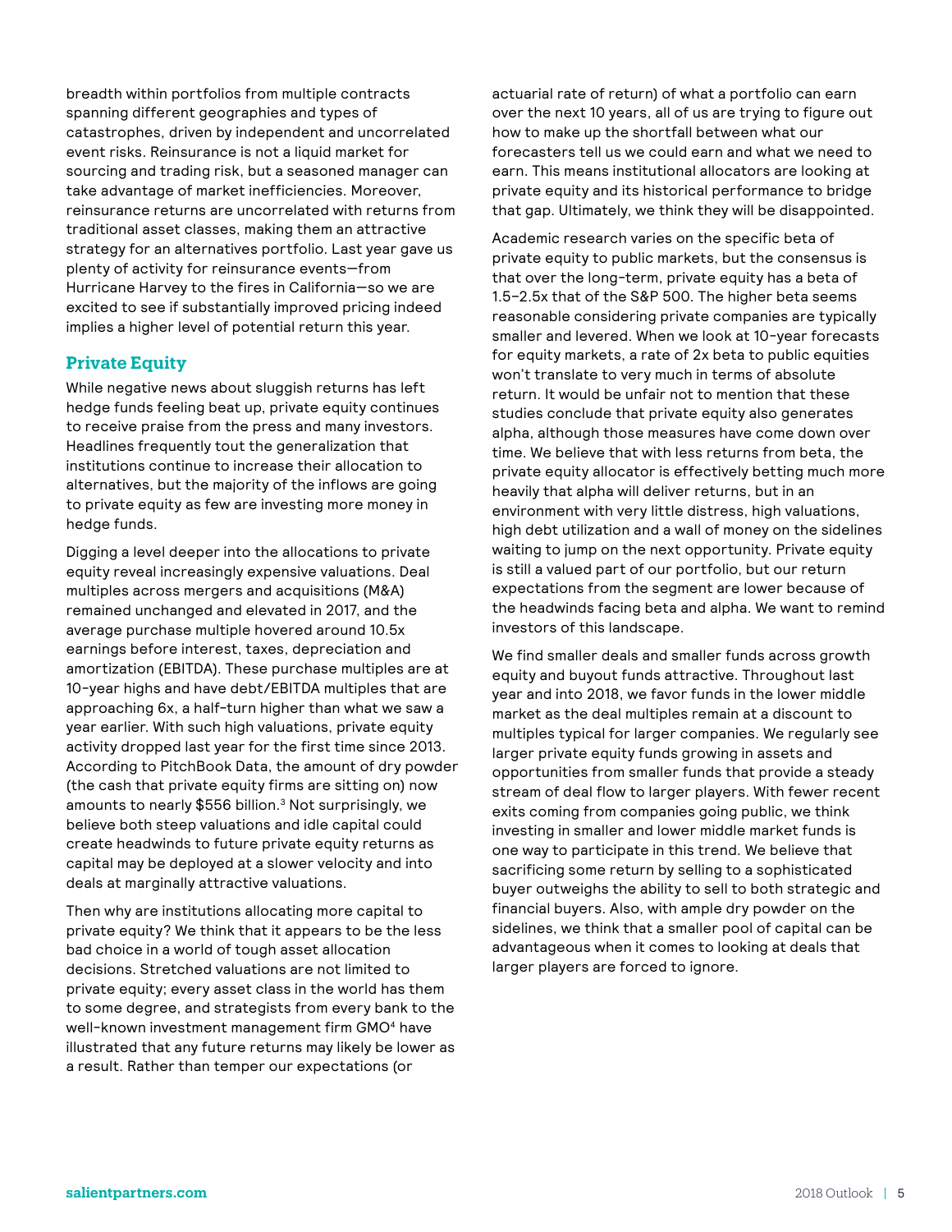breadth within portfolios from multiple contracts spanning different geographies and types of catastrophes, driven by independent and uncorrelated event risks. Reinsurance is not a liquid market for sourcing and trading risk, but a seasoned manager can take advantage of market inefficiencies. Moreover, reinsurance returns are uncorrelated with returns from traditional asset classes, making them an attractive strategy for an alternatives portfolio. Last year gave us plenty of activity for reinsurance events—from Hurricane Harvey to the fires in California—so we are excited to see if substantially improved pricing indeed implies a higher level of potential return this year.

## Private Equity

While negative news about sluggish returns has left hedge funds feeling beat up, private equity continues to receive praise from the press and many investors. Headlines frequently tout the generalization that institutions continue to increase their allocation to alternatives, but the majority of the inflows are going to private equity as few are investing more money in hedge funds.

Digging a level deeper into the allocations to private equity reveal increasingly expensive valuations. Deal multiples across mergers and acquisitions (M&A) remained unchanged and elevated in 2017, and the average purchase multiple hovered around 10.5x earnings before interest, taxes, depreciation and amortization (EBITDA). These purchase multiples are at 10-year highs and have debt/EBITDA multiples that are approaching 6x, a half-turn higher than what we saw a year earlier. With such high valuations, private equity activity dropped last year for the first time since 2013. According to PitchBook Data, the amount of dry powder (the cash that private equity firms are sitting on) now amounts to nearly $556 billion.[3] Not surprisingly, we believe both steep valuations and idle capital could create headwinds to future private equity returns as capital may be deployed at a slower velocity and into deals at marginally attractive valuations.

Then why are institutions allocating more capital to private equity? We think that it appears to be the less bad choice in a world of tough asset allocation decisions. Stretched valuations are not limited to private equity; every asset class in the world has them to some degree, and strategists from every bank to the well-known investment management firm GMO[4] have illustrated that any future returns may likely be lower as a result. Rather than temper our expectations (or actuarial rate of return) of what a portfolio can earn over the next 10 years, all of us are trying to figure out how to make up the shortfall between what our forecasters tell us we could earn and what we need to earn. This means institutional allocators are looking at private equity and its historical performance to bridge that gap. Ultimately, we think they will be disappointed.

Academic research varies on the specific beta of private equity to public markets, but the consensus is that over the long-term, private equity has a beta of 1.5–2.5x that of the S&P 500. The higher beta seems reasonable considering private companies are typically smaller and levered. When we look at 10-year forecasts for equity markets, a rate of 2x beta to public equities won't translate to very much in terms of absolute return. It would be unfair not to mention that these studies conclude that private equity also generates alpha, although those measures have come down over time. We believe that with less returns from beta, the private equity allocator is effectively betting much more heavily that alpha will deliver returns, but in an environment with very little distress, high valuations, high debt utilization and a wall of money on the sidelines waiting to jump on the next opportunity. Private equity is still a valued part of our portfolio, but our return expectations from the segment are lower because of the headwinds facing beta and alpha. We want to remind investors of this landscape.

We find smaller deals and smaller funds across growth equity and buyout funds attractive. Throughout last year and into 2018, we favor funds in the lower middle market as the deal multiples remain at a discount to multiples typical for larger companies. We regularly see larger private equity funds growing in assets and opportunities from smaller funds that provide a steady stream of deal flow to larger players. With fewer recent exits coming from companies going public, we think investing in smaller and lower middle market funds is one way to participate in this trend. We believe that sacrificing some return by selling to a sophisticated buyer outweighs the ability to sell to both strategic and financial buyers. Also, with ample dry powder on the sidelines, we think that a smaller pool of capital can be advantageous when it comes to looking at deals that larger players are forced to ignore.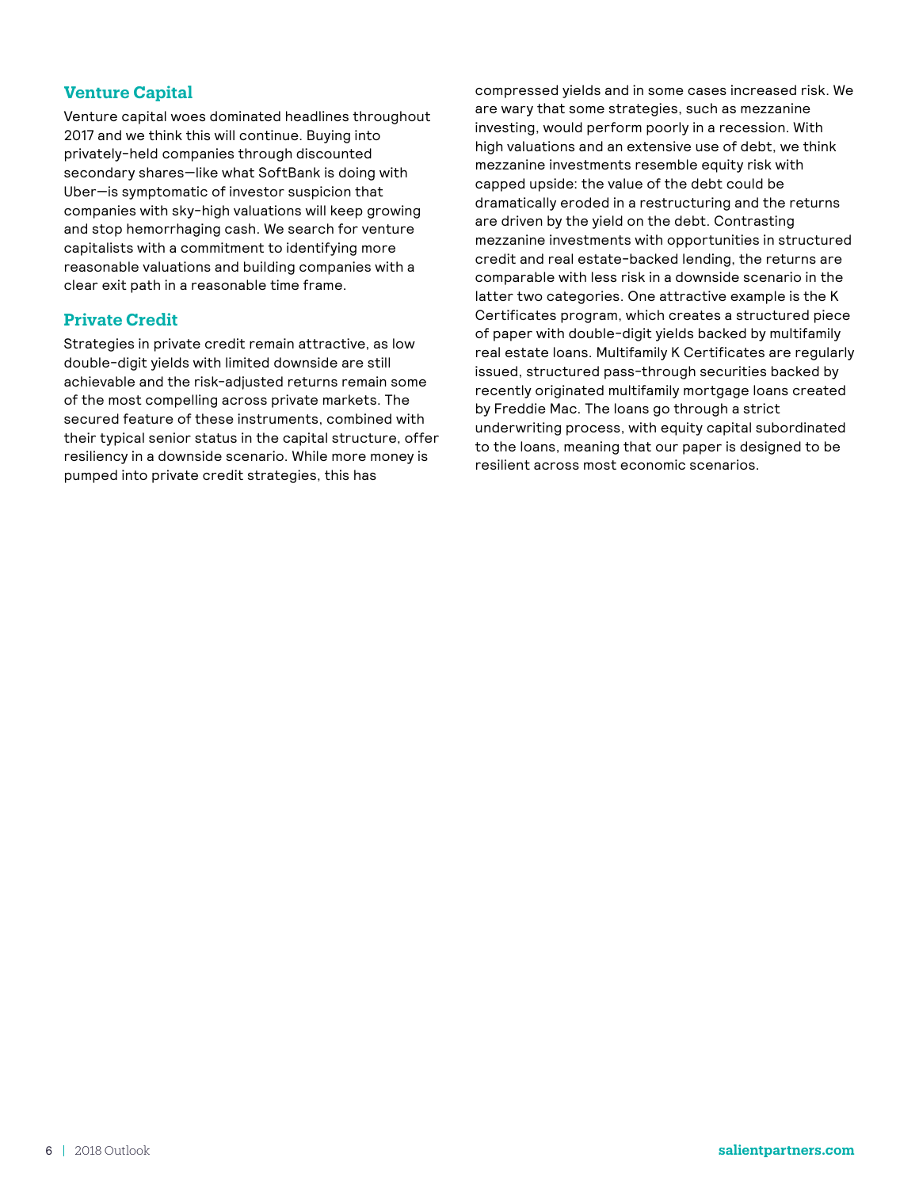## Venture Capital

Venture capital woes dominated headlines throughout 2017 and we think this will continue. Buying into privately-held companies through discounted secondary shares—like what SoftBank is doing with Uber—is symptomatic of investor suspicion that companies with sky-high valuations will keep growing and stop hemorrhaging cash. We search for venture capitalists with a commitment to identifying more reasonable valuations and building companies with a clear exit path in a reasonable time frame.

## Private Credit

Strategies in private credit remain attractive, as low double-digit yields with limited downside are still achievable and the risk-adjusted returns remain some of the most compelling across private markets. The secured feature of these instruments, combined with their typical senior status in the capital structure, offer resiliency in a downside scenario. While more money is pumped into private credit strategies, this has compressed yields and in some cases increased risk. We are wary that some strategies, such as mezzanine investing, would perform poorly in a recession. With high valuations and an extensive use of debt, we think mezzanine investments resemble equity risk with capped upside: the value of the debt could be dramatically eroded in a restructuring and the returns are driven by the yield on the debt. Contrasting mezzanine investments with opportunities in structured credit and real estate-backed lending, the returns are comparable with less risk in a downside scenario in the latter two categories. One attractive example is the K Certificates program, which creates a structured piece of paper with double-digit yields backed by multifamily real estate loans. Multifamily K Certificates are regularly issued, structured pass-through securities backed by recently originated multifamily mortgage loans created by Freddie Mac. The loans go through a strict underwriting process, with equity capital subordinated to the loans, meaning that our paper is designed to be resilient across most economic scenarios.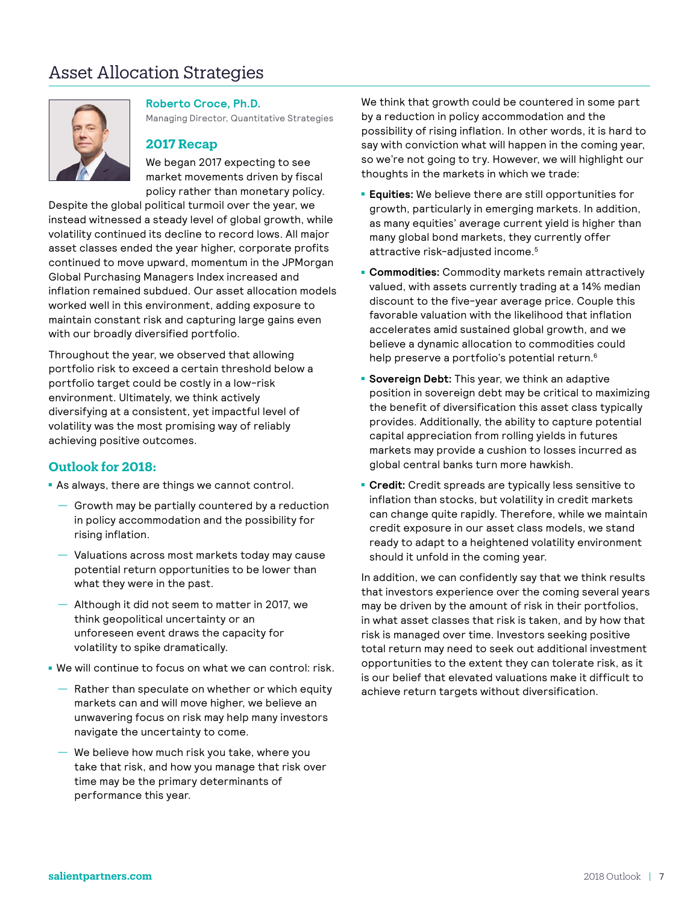# Asset Allocation Strategies

**Roberto Croce, Ph.D.**
Managing Director, Quantitative Strategies

## 2017 Recap

We began 2017 expecting to see market movements driven by fiscal policy rather than monetary policy. Despite the global political turmoil over the year, we instead witnessed a steady level of global growth, while volatility continued its decline to record lows. All major asset classes ended the year higher, corporate profits continued to move upward, momentum in the JPMorgan Global Purchasing Managers Index increased and inflation remained subdued. Our asset allocation models worked well in this environment, adding exposure to maintain constant risk and capturing large gains even with our broadly diversified portfolio.

Throughout the year, we observed that allowing portfolio risk to exceed a certain threshold below a portfolio target could be costly in a low-risk environment. Ultimately, we think actively diversifying at a consistent, yet impactful level of volatility was the most promising way of reliably achieving positive outcomes.

## Outlook for 2018:

- As always, there are things we cannot control.
  - Growth may be partially countered by a reduction in policy accommodation and the possibility for rising inflation.
  - Valuations across most markets today may cause potential return opportunities to be lower than what they were in the past.
  - Although it did not seem to matter in 2017, we think geopolitical uncertainty or an unforeseen event draws the capacity for volatility to spike dramatically.
- We will continue to focus on what we can control: risk.
  - Rather than speculate on whether or which equity markets can and will move higher, we believe an unwavering focus on risk may help many investors navigate the uncertainty to come.
  - We believe how much risk you take, where you take that risk, and how you manage that risk over time may be the primary determinants of performance this year.

We think that growth could be countered in some part by a reduction in policy accommodation and the possibility of rising inflation. In other words, it is hard to say with conviction what will happen in the coming year, so we're not going to try. However, we will highlight our thoughts in the markets in which we trade:

- **Equities:** We believe there are still opportunities for growth, particularly in emerging markets. In addition, as many equities' average current yield is higher than many global bond markets, they currently offer attractive risk-adjusted income.[5]
- **Commodities:** Commodity markets remain attractively valued, with assets currently trading at a 14% median discount to the five-year average price. Couple this favorable valuation with the likelihood that inflation accelerates amid sustained global growth, and we believe a dynamic allocation to commodities could help preserve a portfolio's potential return.[6]
- **Sovereign Debt:** This year, we think an adaptive position in sovereign debt may be critical to maximizing the benefit of diversification this asset class typically provides. Additionally, the ability to capture potential capital appreciation from rolling yields in futures markets may provide a cushion to losses incurred as global central banks turn more hawkish.
- **Credit:** Credit spreads are typically less sensitive to inflation than stocks, but volatility in credit markets can change quite rapidly. Therefore, while we maintain credit exposure in our asset class models, we stand ready to adapt to a heightened volatility environment should it unfold in the coming year.

In addition, we can confidently say that we think results that investors experience over the coming several years may be driven by the amount of risk in their portfolios, in what asset classes that risk is taken, and by how that risk is managed over time. Investors seeking positive total return may need to seek out additional investment opportunities to the extent they can tolerate risk, as it is our belief that elevated valuations make it difficult to achieve return targets without diversification.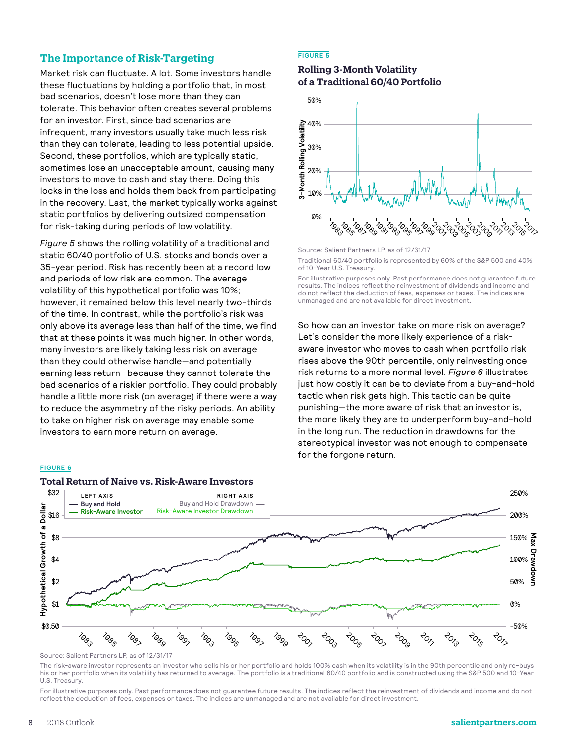## The Importance of Risk-Targeting

Market risk can fluctuate. A lot. Some investors handle these fluctuations by holding a portfolio that, in most bad scenarios, doesn't lose more than they can tolerate. This behavior often creates several problems for an investor. First, since bad scenarios are infrequent, many investors usually take much less risk than they can tolerate, leading to less potential upside. Second, these portfolios, which are typically static, sometimes lose an unacceptable amount, causing many investors to move to cash and stay there. Doing this locks in the loss and holds them back from participating in the recovery. Last, the market typically works against static portfolios by delivering outsized compensation for risk-taking during periods of low volatility.

*Figure 5* shows the rolling volatility of a traditional and static 60/40 portfolio of U.S. stocks and bonds over a 35-year period. Risk has recently been at a record low and periods of low risk are common. The average volatility of this hypothetical portfolio was 10%; however, it remained below this level nearly two-thirds of the time. In contrast, while the portfolio's risk was only above its average less than half of the time, we find that at these points it was much higher. In other words, many investors are likely taking less risk on average than they could otherwise handle—and potentially earning less return—because they cannot tolerate the bad scenarios of a riskier portfolio. They could probably handle a little more risk (on average) if there were a way to reduce the asymmetry of the risky periods. An ability to take on higher risk on average may enable some investors to earn more return on average.

**FIGURE 5**

**Rolling 3-Month Volatility of a Traditional 60/40 Portfolio**

Source: Salient Partners LP, as of 12/31/17

Traditional 60/40 portfolio is represented by 60% of the S&P 500 and 40% of 10-Year U.S. Treasury.

For illustrative purposes only. Past performance does not guarantee future results. The indices reflect the reinvestment of dividends and income and do not reflect the deduction of fees, expenses or taxes. The indices are unmanaged and are not available for direct investment.

So how can an investor take on more risk on average? Let's consider the more likely experience of a risk-aware investor who moves to cash when portfolio risk rises above the 90th percentile, only reinvesting once risk returns to a more normal level. *Figure 6* illustrates just how costly it can be to deviate from a buy-and-hold tactic when risk gets high. This tactic can be quite punishing—the more aware of risk that an investor is, the more likely they are to underperform buy-and-hold in the long run. The reduction in drawdowns for the stereotypical investor was not enough to compensate for the forgone return.

**FIGURE 6**

**Total Return of Naive vs. Risk-Aware Investors**

Source: Salient Partners LP, as of 12/31/17

The risk-aware investor represents an investor who sells his or her portfolio and holds 100% cash when its volatility is in the 90th percentile and only re-buys his or her portfolio when its volatility has returned to average. The portfolio is a traditional 60/40 portfolio and is constructed using the S&P 500 and 10-Year U.S. Treasury.

For illustrative purposes only. Past performance does not guarantee future results. The indices reflect the reinvestment of dividends and income and do not reflect the deduction of fees, expenses or taxes. The indices are unmanaged and are not available for direct investment.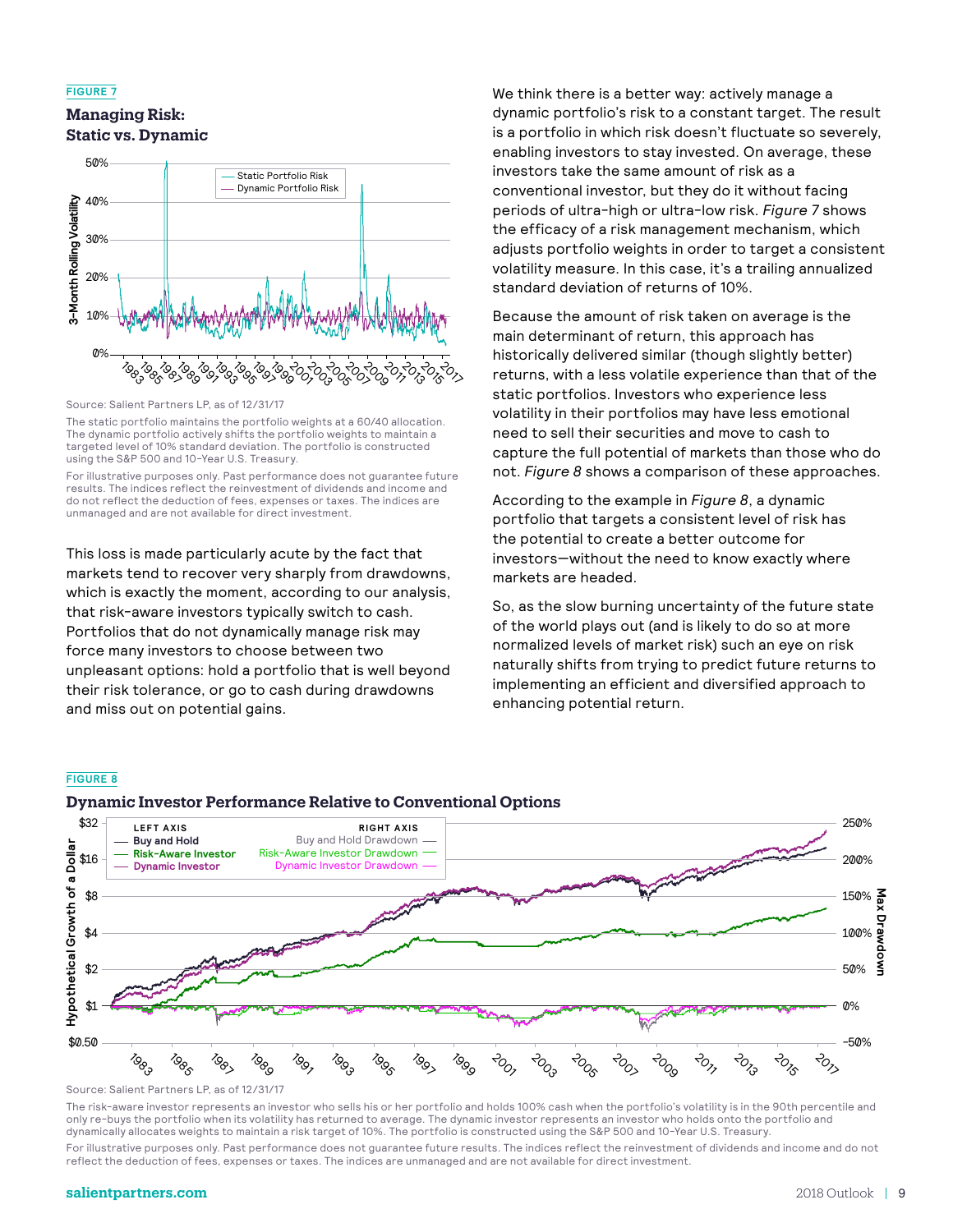FIGURE 7

**Managing Risk: Static vs. Dynamic**

Source: Salient Partners LP, as of 12/31/17

The static portfolio maintains the portfolio weights at a 60/40 allocation. The dynamic portfolio actively shifts the portfolio weights to maintain a targeted level of 10% standard deviation. The portfolio is constructed using the S&P 500 and 10-Year U.S. Treasury.

For illustrative purposes only. Past performance does not guarantee future results. The indices reflect the reinvestment of dividends and income and do not reflect the deduction of fees, expenses or taxes. The indices are unmanaged and are not available for direct investment.

This loss is made particularly acute by the fact that markets tend to recover very sharply from drawdowns, which is exactly the moment, according to our analysis, that risk-aware investors typically switch to cash. Portfolios that do not dynamically manage risk may force many investors to choose between two unpleasant options: hold a portfolio that is well beyond their risk tolerance, or go to cash during drawdowns and miss out on potential gains.

We think there is a better way: actively manage a dynamic portfolio's risk to a constant target. The result is a portfolio in which risk doesn't fluctuate so severely, enabling investors to stay invested. On average, these investors take the same amount of risk as a conventional investor, but they do it without facing periods of ultra-high or ultra-low risk. *Figure 7* shows the efficacy of a risk management mechanism, which adjusts portfolio weights in order to target a consistent volatility measure. In this case, it's a trailing annualized standard deviation of returns of 10%.

Because the amount of risk taken on average is the main determinant of return, this approach has historically delivered similar (though slightly better) returns, with a less volatile experience than that of the static portfolios. Investors who experience less volatility in their portfolios may have less emotional need to sell their securities and move to cash to capture the full potential of markets than those who do not. *Figure 8* shows a comparison of these approaches.

According to the example in *Figure 8*, a dynamic portfolio that targets a consistent level of risk has the potential to create a better outcome for investors—without the need to know exactly where markets are headed.

So, as the slow burning uncertainty of the future state of the world plays out (and is likely to do so at more normalized levels of market risk) such an eye on risk naturally shifts from trying to predict future returns to implementing an efficient and diversified approach to enhancing potential return.

FIGURE 8

**Dynamic Investor Performance Relative to Conventional Options**

Source: Salient Partners LP, as of 12/31/17

The risk-aware investor represents an investor who sells his or her portfolio and holds 100% cash when the portfolio's volatility is in the 90th percentile and only re-buys the portfolio when its volatility has returned to average. The dynamic investor represents an investor who holds onto the portfolio and dynamically allocates weights to maintain a risk target of 10%. The portfolio is constructed using the S&P 500 and 10-Year U.S. Treasury.

For illustrative purposes only. Past performance does not guarantee future results. The indices reflect the reinvestment of dividends and income and do not reflect the deduction of fees, expenses or taxes. The indices are unmanaged and are not available for direct investment.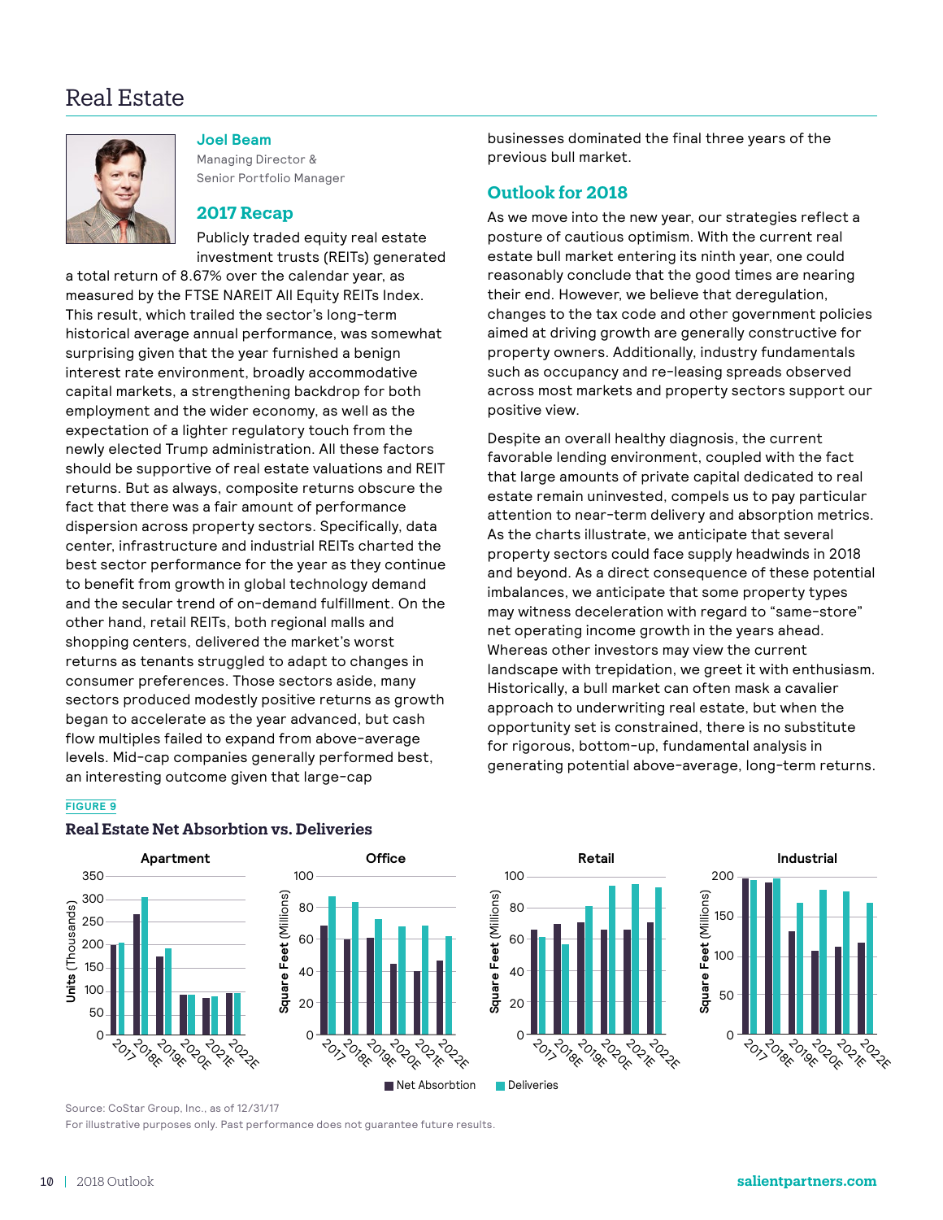# Real Estate

**Joel Beam**
Managing Director &
Senior Portfolio Manager

## 2017 Recap

Publicly traded equity real estate investment trusts (REITs) generated a total return of 8.67% over the calendar year, as measured by the FTSE NAREIT All Equity REITs Index. This result, which trailed the sector's long-term historical average annual performance, was somewhat surprising given that the year furnished a benign interest rate environment, broadly accommodative capital markets, a strengthening backdrop for both employment and the wider economy, as well as the expectation of a lighter regulatory touch from the newly elected Trump administration. All these factors should be supportive of real estate valuations and REIT returns. But as always, composite returns obscure the fact that there was a fair amount of performance dispersion across property sectors. Specifically, data center, infrastructure and industrial REITs charted the best sector performance for the year as they continue to benefit from growth in global technology demand and the secular trend of on-demand fulfillment. On the other hand, retail REITs, both regional malls and shopping centers, delivered the market's worst returns as tenants struggled to adapt to changes in consumer preferences. Those sectors aside, many sectors produced modestly positive returns as growth began to accelerate as the year advanced, but cash flow multiples failed to expand from above-average levels. Mid-cap companies generally performed best, an interesting outcome given that large-cap businesses dominated the final three years of the previous bull market.

## Outlook for 2018

As we move into the new year, our strategies reflect a posture of cautious optimism. With the current real estate bull market entering its ninth year, one could reasonably conclude that the good times are nearing their end. However, we believe that deregulation, changes to the tax code and other government policies aimed at driving growth are generally constructive for property owners. Additionally, industry fundamentals such as occupancy and re-leasing spreads observed across most markets and property sectors support our positive view.

Despite an overall healthy diagnosis, the current favorable lending environment, coupled with the fact that large amounts of private capital dedicated to real estate remain uninvested, compels us to pay particular attention to near-term delivery and absorption metrics. As the charts illustrate, we anticipate that several property sectors could face supply headwinds in 2018 and beyond. As a direct consequence of these potential imbalances, we anticipate that some property types may witness deceleration with regard to "same-store" net operating income growth in the years ahead. Whereas other investors may view the current landscape with trepidation, we greet it with enthusiasm. Historically, a bull market can often mask a cavalier approach to underwriting real estate, but when the opportunity set is constrained, there is no substitute for rigorous, bottom-up, fundamental analysis in generating potential above-average, long-term returns.

FIGURE 9

**Real Estate Net Absorbtion vs. Deliveries**

Charts: Apartment (Units, Thousands), Office (Square Feet, Millions), Retail (Square Feet, Millions), Industrial (Square Feet, Millions) — 2017, 2018E, 2019E, 2020E, 2021E, 2022E

Net Absorbtion | Deliveries

Source: CoStar Group, Inc., as of 12/31/17
For illustrative purposes only. Past performance does not guarantee future results.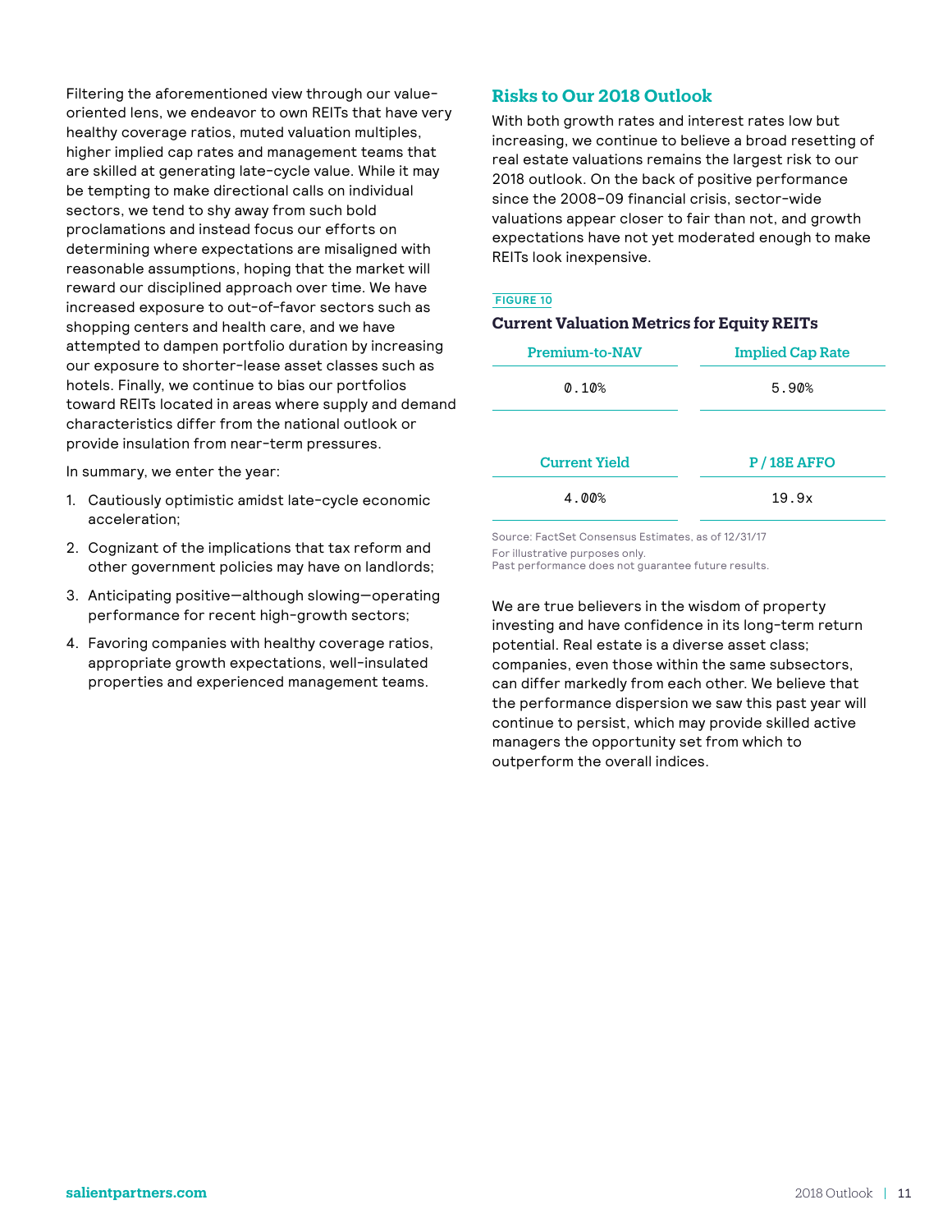Filtering the aforementioned view through our value-oriented lens, we endeavor to own REITs that have very healthy coverage ratios, muted valuation multiples, higher implied cap rates and management teams that are skilled at generating late-cycle value. While it may be tempting to make directional calls on individual sectors, we tend to shy away from such bold proclamations and instead focus our efforts on determining where expectations are misaligned with reasonable assumptions, hoping that the market will reward our disciplined approach over time. We have increased exposure to out-of-favor sectors such as shopping centers and health care, and we have attempted to dampen portfolio duration by increasing our exposure to shorter-lease asset classes such as hotels. Finally, we continue to bias our portfolios toward REITs located in areas where supply and demand characteristics differ from the national outlook or provide insulation from near-term pressures.

In summary, we enter the year:

1. Cautiously optimistic amidst late-cycle economic acceleration;
2. Cognizant of the implications that tax reform and other government policies may have on landlords;
3. Anticipating positive—although slowing—operating performance for recent high-growth sectors;
4. Favoring companies with healthy coverage ratios, appropriate growth expectations, well-insulated properties and experienced management teams.

## Risks to Our 2018 Outlook

With both growth rates and interest rates low but increasing, we continue to believe a broad resetting of real estate valuations remains the largest risk to our 2018 outlook. On the back of positive performance since the 2008–09 financial crisis, sector-wide valuations appear closer to fair than not, and growth expectations have not yet moderated enough to make REITs look inexpensive.

FIGURE 10

### Current Valuation Metrics for Equity REITs

| Premium-to-NAV | Implied Cap Rate |
|---|---|
| 0.10% | 5.90% |

| Current Yield | P / 18E AFFO |
|---|---|
| 4.00% | 19.9x |

Source: FactSet Consensus Estimates, as of 12/31/17
For illustrative purposes only.
Past performance does not guarantee future results.

We are true believers in the wisdom of property investing and have confidence in its long-term return potential. Real estate is a diverse asset class; companies, even those within the same subsectors, can differ markedly from each other. We believe that the performance dispersion we saw this past year will continue to persist, which may provide skilled active managers the opportunity set from which to outperform the overall indices.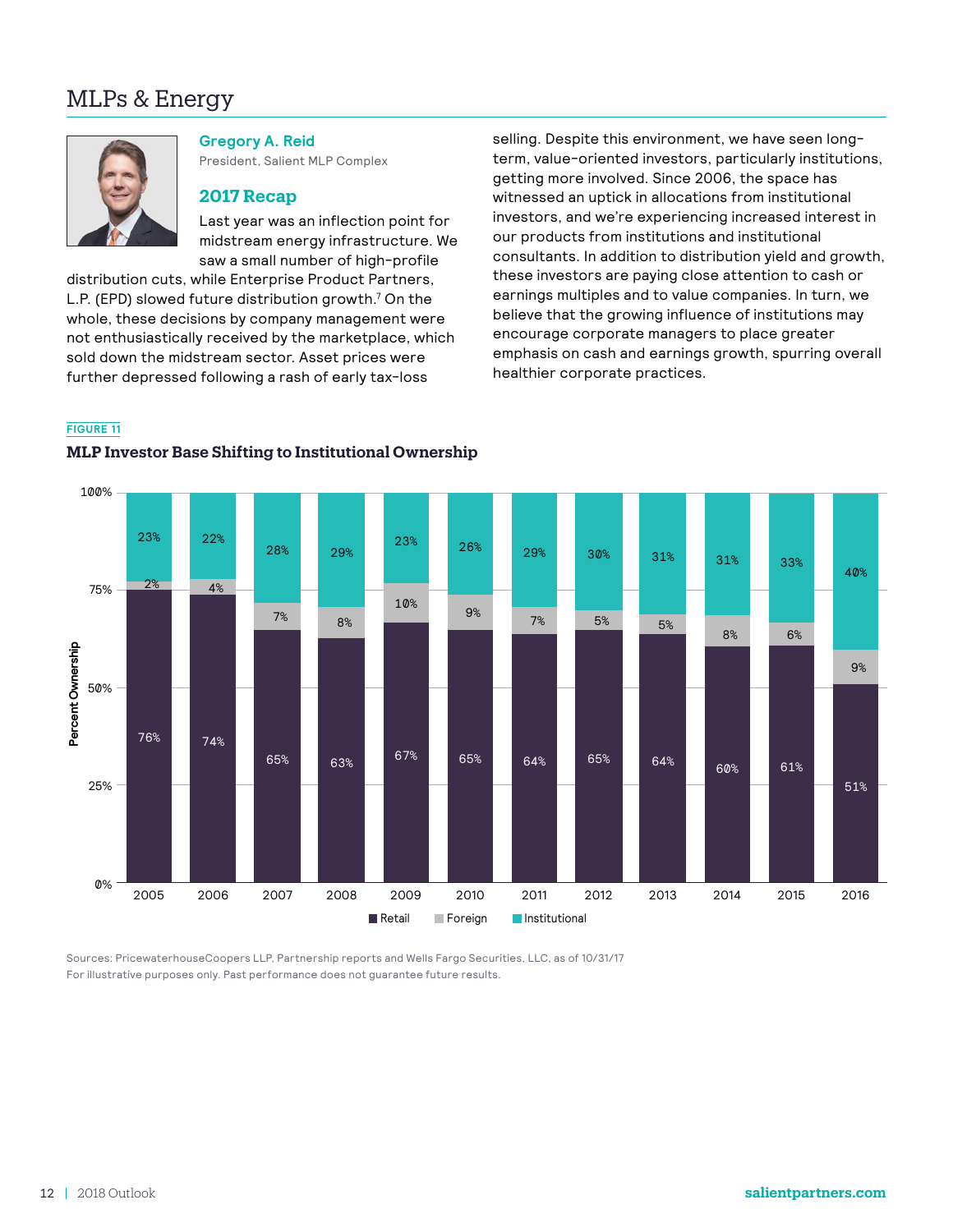# MLPs & Energy

**Gregory A. Reid**
President, Salient MLP Complex

## 2017 Recap

Last year was an inflection point for midstream energy infrastructure. We saw a small number of high-profile distribution cuts, while Enterprise Product Partners, L.P. (EPD) slowed future distribution growth.[7] On the whole, these decisions by company management were not enthusiastically received by the marketplace, which sold down the midstream sector. Asset prices were further depressed following a rash of early tax-loss selling. Despite this environment, we have seen long-term, value-oriented investors, particularly institutions, getting more involved. Since 2006, the space has witnessed an uptick in allocations from institutional investors, and we're experiencing increased interest in our products from institutions and institutional consultants. In addition to distribution yield and growth, these investors are paying close attention to cash or earnings multiples and to value companies. In turn, we believe that the growing influence of institutions may encourage corporate managers to place greater emphasis on cash and earnings growth, spurring overall healthier corporate practices.

FIGURE 11

**MLP Investor Base Shifting to Institutional Ownership**

| Year | Retail | Foreign | Institutional |
|---|---|---|---|
| 2005 | 76% | 2% | 23% |
| 2006 | 74% | 4% | 22% |
| 2007 | 65% | 7% | 28% |
| 2008 | 63% | 8% | 29% |
| 2009 | 67% | 10% | 23% |
| 2010 | 65% | 9% | 26% |
| 2011 | 64% | 7% | 29% |
| 2012 | 65% | 5% | 30% |
| 2013 | 64% | 5% | 31% |
| 2014 | 60% | 8% | 31% |
| 2015 | 61% | 6% | 33% |
| 2016 | 51% | 9% | 40% |

Sources: PricewaterhouseCoopers LLP, Partnership reports and Wells Fargo Securities, LLC, as of 10/31/17
For illustrative purposes only. Past performance does not guarantee future results.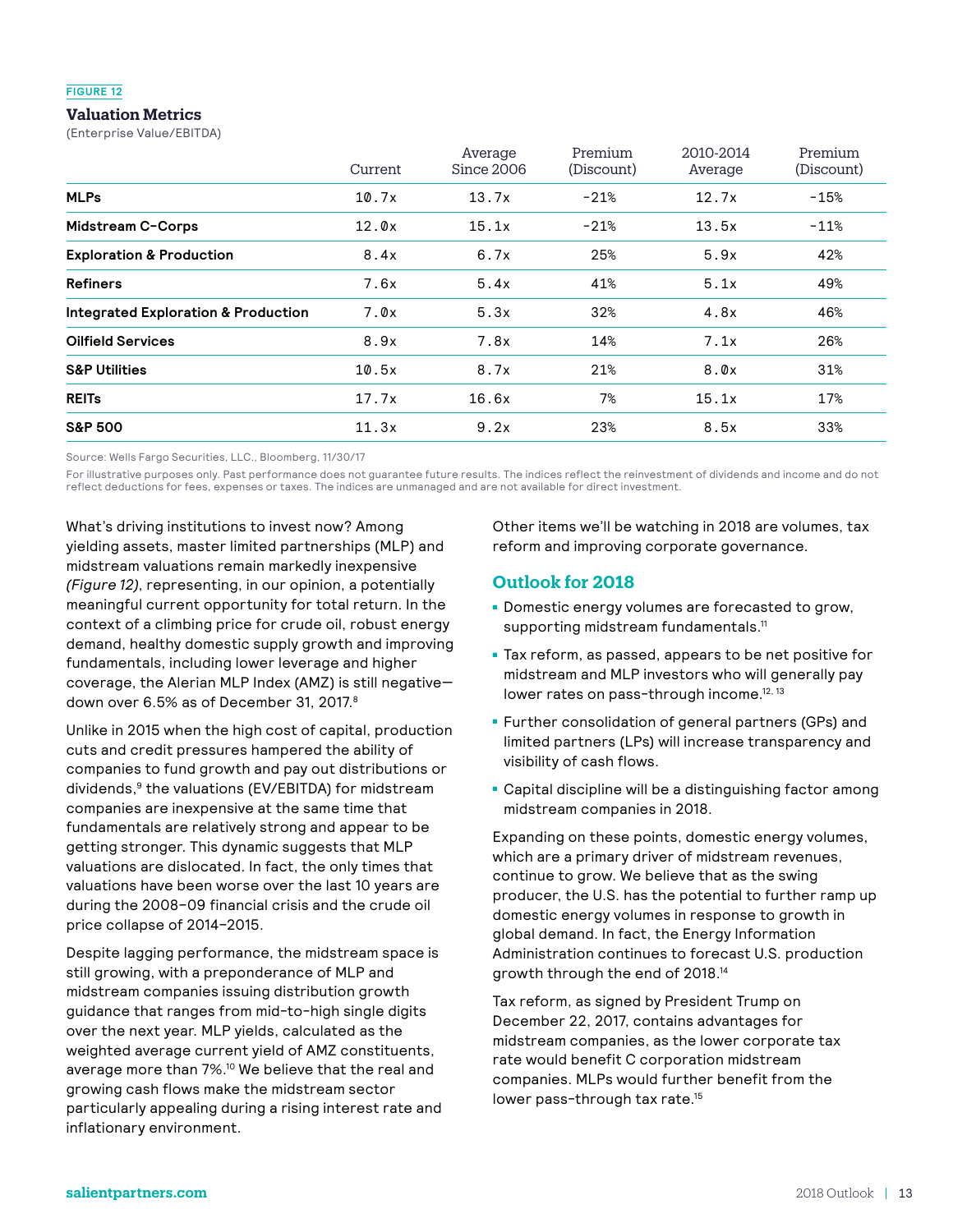FIGURE 12

### Valuation Metrics

(Enterprise Value/EBITDA)

| | Current | Average Since 2006 | Premium (Discount) | 2010-2014 Average | Premium (Discount) |
|---|---|---|---|---|---|
| **MLPs** | 10.7x | 13.7x | -21% | 12.7x | -15% |
| **Midstream C-Corps** | 12.0x | 15.1x | -21% | 13.5x | -11% |
| **Exploration & Production** | 8.4x | 6.7x | 25% | 5.9x | 42% |
| **Refiners** | 7.6x | 5.4x | 41% | 5.1x | 49% |
| **Integrated Exploration & Production** | 7.0x | 5.3x | 32% | 4.8x | 46% |
| **Oilfield Services** | 8.9x | 7.8x | 14% | 7.1x | 26% |
| **S&P Utilities** | 10.5x | 8.7x | 21% | 8.0x | 31% |
| **REITs** | 17.7x | 16.6x | 7% | 15.1x | 17% |
| **S&P 500** | 11.3x | 9.2x | 23% | 8.5x | 33% |

Source: Wells Fargo Securities, LLC., Bloomberg, 11/30/17

For illustrative purposes only. Past performance does not guarantee future results. The indices reflect the reinvestment of dividends and income and do not reflect deductions for fees, expenses or taxes. The indices are unmanaged and are not available for direct investment.

What's driving institutions to invest now? Among yielding assets, master limited partnerships (MLP) and midstream valuations remain markedly inexpensive *(Figure 12)*, representing, in our opinion, a potentially meaningful current opportunity for total return. In the context of a climbing price for crude oil, robust energy demand, healthy domestic supply growth and improving fundamentals, including lower leverage and higher coverage, the Alerian MLP Index (AMZ) is still negative—down over 6.5% as of December 31, 2017.[8]

Unlike in 2015 when the high cost of capital, production cuts and credit pressures hampered the ability of companies to fund growth and pay out distributions or dividends,[9] the valuations (EV/EBITDA) for midstream companies are inexpensive at the same time that fundamentals are relatively strong and appear to be getting stronger. This dynamic suggests that MLP valuations are dislocated. In fact, the only times that valuations have been worse over the last 10 years are during the 2008–09 financial crisis and the crude oil price collapse of 2014–2015.

Despite lagging performance, the midstream space is still growing, with a preponderance of MLP and midstream companies issuing distribution growth guidance that ranges from mid-to-high single digits over the next year. MLP yields, calculated as the weighted average current yield of AMZ constituents, average more than 7%.[10] We believe that the real and growing cash flows make the midstream sector particularly appealing during a rising interest rate and inflationary environment.

Other items we'll be watching in 2018 are volumes, tax reform and improving corporate governance.

## Outlook for 2018

- Domestic energy volumes are forecasted to grow, supporting midstream fundamentals.[11]
- Tax reform, as passed, appears to be net positive for midstream and MLP investors who will generally pay lower rates on pass-through income.[12, 13]
- Further consolidation of general partners (GPs) and limited partners (LPs) will increase transparency and visibility of cash flows.
- Capital discipline will be a distinguishing factor among midstream companies in 2018.

Expanding on these points, domestic energy volumes, which are a primary driver of midstream revenues, continue to grow. We believe that as the swing producer, the U.S. has the potential to further ramp up domestic energy volumes in response to growth in global demand. In fact, the Energy Information Administration continues to forecast U.S. production growth through the end of 2018.[14]

Tax reform, as signed by President Trump on December 22, 2017, contains advantages for midstream companies, as the lower corporate tax rate would benefit C corporation midstream companies. MLPs would further benefit from the lower pass-through tax rate.[15]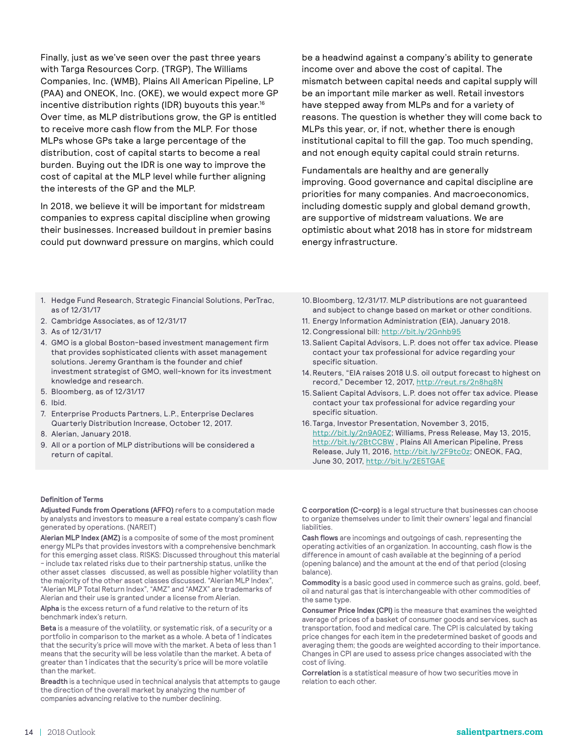Finally, just as we've seen over the past three years with Targa Resources Corp. (TRGP), The Williams Companies, Inc. (WMB), Plains All American Pipeline, LP (PAA) and ONEOK, Inc. (OKE), we would expect more GP incentive distribution rights (IDR) buyouts this year.[16] Over time, as MLP distributions grow, the GP is entitled to receive more cash flow from the MLP. For those MLPs whose GPs take a large percentage of the distribution, cost of capital starts to become a real burden. Buying out the IDR is one way to improve the cost of capital at the MLP level while further aligning the interests of the GP and the MLP.

In 2018, we believe it will be important for midstream companies to express capital discipline when growing their businesses. Increased buildout in premier basins could put downward pressure on margins, which could be a headwind against a company's ability to generate income over and above the cost of capital. The mismatch between capital needs and capital supply will be an important mile marker as well. Retail investors have stepped away from MLPs and for a variety of reasons. The question is whether they will come back to MLPs this year, or, if not, whether there is enough institutional capital to fill the gap. Too much spending, and not enough equity capital could strain returns.

Fundamentals are healthy and are generally improving. Good governance and capital discipline are priorities for many companies. And macroeconomics, including domestic supply and global demand growth, are supportive of midstream valuations. We are optimistic about what 2018 has in store for midstream energy infrastructure.

1. Hedge Fund Research, Strategic Financial Solutions, PerTrac, as of 12/31/17
2. Cambridge Associates, as of 12/31/17
3. As of 12/31/17
4. GMO is a global Boston-based investment management firm that provides sophisticated clients with asset management solutions. Jeremy Grantham is the founder and chief investment strategist of GMO, well-known for its investment knowledge and research.
5. Bloomberg, as of 12/31/17
6. Ibid.
7. Enterprise Products Partners, L.P., Enterprise Declares Quarterly Distribution Increase, October 12, 2017.
8. Alerian, January 2018.
9. All or a portion of MLP distributions will be considered a return of capital.
10. Bloomberg, 12/31/17. MLP distributions are not guaranteed and subject to change based on market or other conditions.
11. Energy Information Administration (EIA), January 2018.
12. Congressional bill: http://bit.ly/2Gnhb95
13. Salient Capital Advisors, L.P. does not offer tax advice. Please contact your tax professional for advice regarding your specific situation.
14. Reuters, "EIA raises 2018 U.S. oil output forecast to highest on record," December 12, 2017, http://reut.rs/2n8hg8N
15. Salient Capital Advisors, L.P. does not offer tax advice. Please contact your tax professional for advice regarding your specific situation.
16. Targa, Investor Presentation, November 3, 2015, http://bit.ly/2n9A0EZ; Williams, Press Release, May 13, 2015, http://bit.ly/2BtCCBW , Plains All American Pipeline, Press Release, July 11, 2016, http://bit.ly/2F9tc0z; ONEOK, FAQ, June 30, 2017, http://bit.ly/2E5TGAE

**Definition of Terms**

**Adjusted Funds from Operations (AFFO)** refers to a computation made by analysts and investors to measure a real estate company's cash flow generated by operations. (NAREIT)

**Alerian MLP Index (AMZ)** is a composite of some of the most prominent energy MLPs that provides investors with a comprehensive benchmark for this emerging asset class. RISKS: Discussed throughout this material – include tax related risks due to their partnership status, unlike the other asset classes discussed, as well as possible higher volatility than the majority of the other asset classes discussed. "Alerian MLP Index", "Alerian MLP Total Return Index", "AMZ" and "AMZX" are trademarks of Alerian and their use is granted under a license from Alerian.

**Alpha** is the excess return of a fund relative to the return of its benchmark index's return.

**Beta** is a measure of the volatility, or systematic risk, of a security or a portfolio in comparison to the market as a whole. A beta of 1 indicates that the security's price will move with the market. A beta of less than 1 means that the security will be less volatile than the market. A beta of greater than 1 indicates that the security's price will be more volatile than the market.

**Breadth** is a technique used in technical analysis that attempts to gauge the direction of the overall market by analyzing the number of companies advancing relative to the number declining.

**C corporation (C-corp)** is a legal structure that businesses can choose to organize themselves under to limit their owners' legal and financial liabilities.

**Cash flows** are incomings and outgoings of cash, representing the operating activities of an organization. In accounting, cash flow is the difference in amount of cash available at the beginning of a period (opening balance) and the amount at the end of that period (closing balance).

**Commodity** is a basic good used in commerce such as grains, gold, beef, oil and natural gas that is interchangeable with other commodities of the same type.

**Consumer Price Index (CPI)** is the measure that examines the weighted average of prices of a basket of consumer goods and services, such as transportation, food and medical care. The CPI is calculated by taking price changes for each item in the predetermined basket of goods and averaging them; the goods are weighted according to their importance. Changes in CPI are used to assess price changes associated with the cost of living.

**Correlation** is a statistical measure of how two securities move in relation to each other.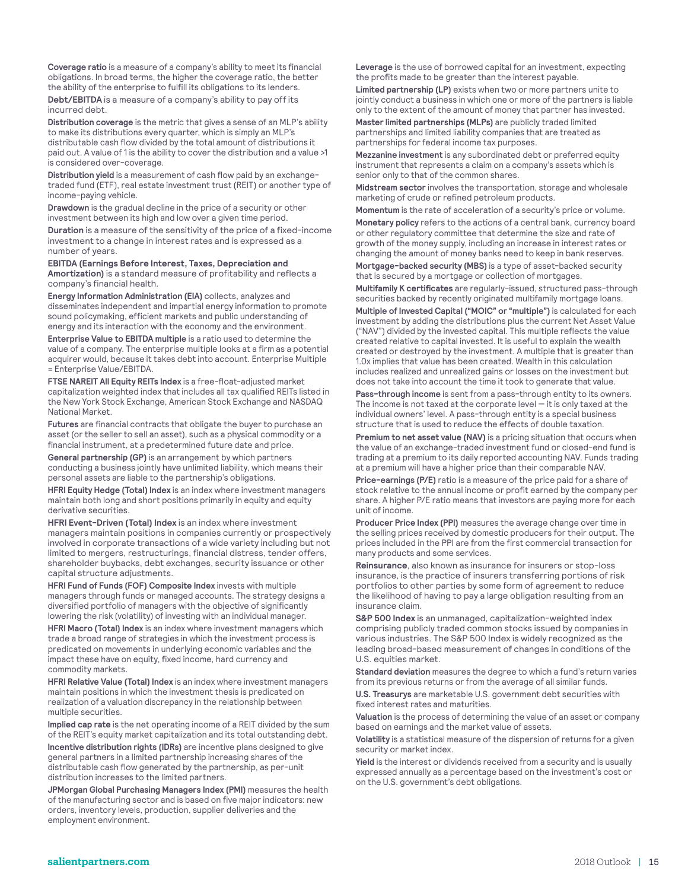**Coverage ratio** is a measure of a company's ability to meet its financial obligations. In broad terms, the higher the coverage ratio, the better the ability of the enterprise to fulfill its obligations to its lenders.

**Debt/EBITDA** is a measure of a company's ability to pay off its incurred debt.

**Distribution coverage** is the metric that gives a sense of an MLP's ability to make its distributions every quarter, which is simply an MLP's distributable cash flow divided by the total amount of distributions it paid out. A value of 1 is the ability to cover the distribution and a value >1 is considered over-coverage.

**Distribution yield** is a measurement of cash flow paid by an exchange-traded fund (ETF), real estate investment trust (REIT) or another type of income-paying vehicle.

**Drawdown** is the gradual decline in the price of a security or other investment between its high and low over a given time period.

**Duration** is a measure of the sensitivity of the price of a fixed-income investment to a change in interest rates and is expressed as a number of years.

**EBITDA (Earnings Before Interest, Taxes, Depreciation and Amortization)** is a standard measure of profitability and reflects a company's financial health.

**Energy Information Administration (EIA)** collects, analyzes and disseminates independent and impartial energy information to promote sound policymaking, efficient markets and public understanding of energy and its interaction with the economy and the environment.

**Enterprise Value to EBITDA multiple** is a ratio used to determine the value of a company. The enterprise multiple looks at a firm as a potential acquirer would, because it takes debt into account. Enterprise Multiple = Enterprise Value/EBITDA.

**FTSE NAREIT All Equity REITs Index** is a free-float-adjusted market capitalization weighted index that includes all tax qualified REITs listed in the New York Stock Exchange, American Stock Exchange and NASDAQ National Market.

**Futures** are financial contracts that obligate the buyer to purchase an asset (or the seller to sell an asset), such as a physical commodity or a financial instrument, at a predetermined future date and price.

**General partnership (GP)** is an arrangement by which partners conducting a business jointly have unlimited liability, which means their personal assets are liable to the partnership's obligations.

**HFRI Equity Hedge (Total) Index** is an index where investment managers maintain both long and short positions primarily in equity and equity derivative securities.

**HFRI Event-Driven (Total) Index** is an index where investment managers maintain positions in companies currently or prospectively involved in corporate transactions of a wide variety including but not limited to mergers, restructurings, financial distress, tender offers, shareholder buybacks, debt exchanges, security issuance or other capital structure adjustments.

**HFRI Fund of Funds (FOF) Composite Index** invests with multiple managers through funds or managed accounts. The strategy designs a diversified portfolio of managers with the objective of significantly lowering the risk (volatility) of investing with an individual manager.

**HFRI Macro (Total) Index** is an index where investment managers which trade a broad range of strategies in which the investment process is predicated on movements in underlying economic variables and the impact these have on equity, fixed income, hard currency and commodity markets.

**HFRI Relative Value (Total) Index** is an index where investment managers maintain positions in which the investment thesis is predicated on realization of a valuation discrepancy in the relationship between multiple securities.

**Implied cap rate** is the net operating income of a REIT divided by the sum of the REIT's equity market capitalization and its total outstanding debt.

**Incentive distribution rights (IDRs)** are incentive plans designed to give general partners in a limited partnership increasing shares of the distributable cash flow generated by the partnership, as per-unit distribution increases to the limited partners.

**JPMorgan Global Purchasing Managers Index (PMI)** measures the health of the manufacturing sector and is based on five major indicators: new orders, inventory levels, production, supplier deliveries and the employment environment.

**Leverage** is the use of borrowed capital for an investment, expecting the profits made to be greater than the interest payable.

**Limited partnership (LP)** exists when two or more partners unite to jointly conduct a business in which one or more of the partners is liable only to the extent of the amount of money that partner has invested.

**Master limited partnerships (MLPs)** are publicly traded limited partnerships and limited liability companies that are treated as partnerships for federal income tax purposes.

**Mezzanine investment** is any subordinated debt or preferred equity instrument that represents a claim on a company's assets which is senior only to that of the common shares.

**Midstream sector** involves the transportation, storage and wholesale marketing of crude or refined petroleum products.

**Momentum** is the rate of acceleration of a security's price or volume.

**Monetary policy** refers to the actions of a central bank, currency board or other regulatory committee that determine the size and rate of growth of the money supply, including an increase in interest rates or changing the amount of money banks need to keep in bank reserves.

**Mortgage-backed security (MBS)** is a type of asset-backed security that is secured by a mortgage or collection of mortgages.

**Multifamily K certificates** are regularly-issued, structured pass-through securities backed by recently originated multifamily mortgage loans.

**Multiple of Invested Capital ("MOIC" or "multiple")** is calculated for each investment by adding the distributions plus the current Net Asset Value ("NAV") divided by the invested capital. This multiple reflects the value created relative to capital invested. It is useful to explain the wealth created or destroyed by the investment. A multiple that is greater than 1.0x implies that value has been created. Wealth in this calculation includes realized and unrealized gains or losses on the investment but does not take into account the time it took to generate that value.

**Pass-through income** is sent from a pass-through entity to its owners. The income is not taxed at the corporate level — it is only taxed at the individual owners' level. A pass-through entity is a special business structure that is used to reduce the effects of double taxation.

**Premium to net asset value (NAV)** is a pricing situation that occurs when the value of an exchange-traded investment fund or closed-end fund is trading at a premium to its daily reported accounting NAV. Funds trading at a premium will have a higher price than their comparable NAV.

**Price-earnings (P/E)** ratio is a measure of the price paid for a share of stock relative to the annual income or profit earned by the company per share. A higher P/E ratio means that investors are paying more for each unit of income.

**Producer Price Index (PPI)** measures the average change over time in the selling prices received by domestic producers for their output. The prices included in the PPI are from the first commercial transaction for many products and some services.

**Reinsurance**, also known as insurance for insurers or stop-loss insurance, is the practice of insurers transferring portions of risk portfolios to other parties by some form of agreement to reduce the likelihood of having to pay a large obligation resulting from an insurance claim.

**S&P 500 Index** is an unmanaged, capitalization-weighted index comprising publicly traded common stocks issued by companies in various industries. The S&P 500 Index is widely recognized as the leading broad-based measurement of changes in conditions of the U.S. equities market.

**Standard deviation** measures the degree to which a fund's return varies from its previous returns or from the average of all similar funds.

**U.S. Treasurys** are marketable U.S. government debt securities with fixed interest rates and maturities.

**Valuation** is the process of determining the value of an asset or company based on earnings and the market value of assets.

**Volatility** is a statistical measure of the dispersion of returns for a given security or market index.

**Yield** is the interest or dividends received from a security and is usually expressed annually as a percentage based on the investment's cost or on the U.S. government's debt obligations.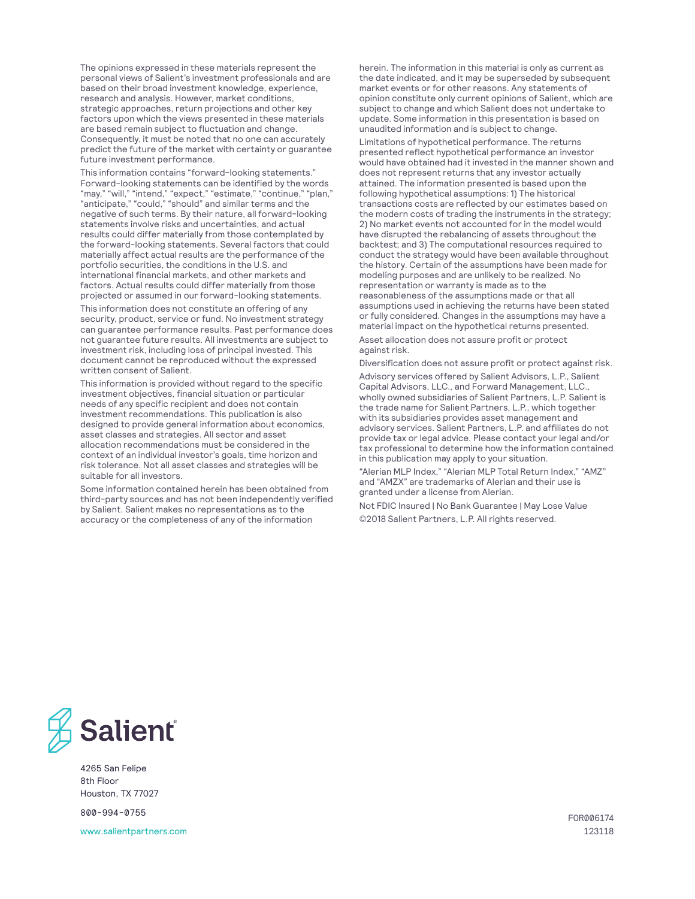The opinions expressed in these materials represent the personal views of Salient's investment professionals and are based on their broad investment knowledge, experience, research and analysis. However, market conditions, strategic approaches, return projections and other key factors upon which the views presented in these materials are based remain subject to fluctuation and change. Consequently, it must be noted that no one can accurately predict the future of the market with certainty or guarantee future investment performance.

This information contains "forward-looking statements." Forward-looking statements can be identified by the words "may," "will," "intend," "expect," "estimate," "continue," "plan," "anticipate," "could," "should" and similar terms and the negative of such terms. By their nature, all forward-looking statements involve risks and uncertainties, and actual results could differ materially from those contemplated by the forward-looking statements. Several factors that could materially affect actual results are the performance of the portfolio securities, the conditions in the U.S. and international financial markets, and other markets and factors. Actual results could differ materially from those projected or assumed in our forward-looking statements.

This information does not constitute an offering of any security, product, service or fund. No investment strategy can guarantee performance results. Past performance does not guarantee future results. All investments are subject to investment risk, including loss of principal invested. This document cannot be reproduced without the expressed written consent of Salient.

This information is provided without regard to the specific investment objectives, financial situation or particular needs of any specific recipient and does not contain investment recommendations. This publication is also designed to provide general information about economics, asset classes and strategies. All sector and asset allocation recommendations must be considered in the context of an individual investor's goals, time horizon and risk tolerance. Not all asset classes and strategies will be suitable for all investors.

Some information contained herein has been obtained from third-party sources and has not been independently verified by Salient. Salient makes no representations as to the accuracy or the completeness of any of the information herein. The information in this material is only as current as the date indicated, and it may be superseded by subsequent market events or for other reasons. Any statements of opinion constitute only current opinions of Salient, which are subject to change and which Salient does not undertake to update. Some information in this presentation is based on unaudited information and is subject to change.

Limitations of hypothetical performance. The returns presented reflect hypothetical performance an investor would have obtained had it invested in the manner shown and does not represent returns that any investor actually attained. The information presented is based upon the following hypothetical assumptions: 1) The historical transactions costs are reflected by our estimates based on the modern costs of trading the instruments in the strategy; 2) No market events not accounted for in the model would have disrupted the rebalancing of assets throughout the backtest; and 3) The computational resources required to conduct the strategy would have been available throughout the history. Certain of the assumptions have been made for modeling purposes and are unlikely to be realized. No representation or warranty is made as to the reasonableness of the assumptions made or that all assumptions used in achieving the returns have been stated or fully considered. Changes in the assumptions may have a material impact on the hypothetical returns presented.

Asset allocation does not assure profit or protect against risk.

Diversification does not assure profit or protect against risk.

Advisory services offered by Salient Advisors, L.P., Salient Capital Advisors, LLC., and Forward Management, LLC., wholly owned subsidiaries of Salient Partners, L.P. Salient is the trade name for Salient Partners, L.P., which together with its subsidiaries provides asset management and advisory services. Salient Partners, L.P. and affiliates do not provide tax or legal advice. Please contact your legal and/or tax professional to determine how the information contained in this publication may apply to your situation.

"Alerian MLP Index," "Alerian MLP Total Return Index," "AMZ" and "AMZX" are trademarks of Alerian and their use is granted under a license from Alerian.

Not FDIC Insured | No Bank Guarantee | May Lose Value

©2018 Salient Partners, L.P. All rights reserved.

Salient

4265 San Felipe
8th Floor
Houston, TX 77027

800-994-0755

www.salientpartners.com

FOR006174
123118